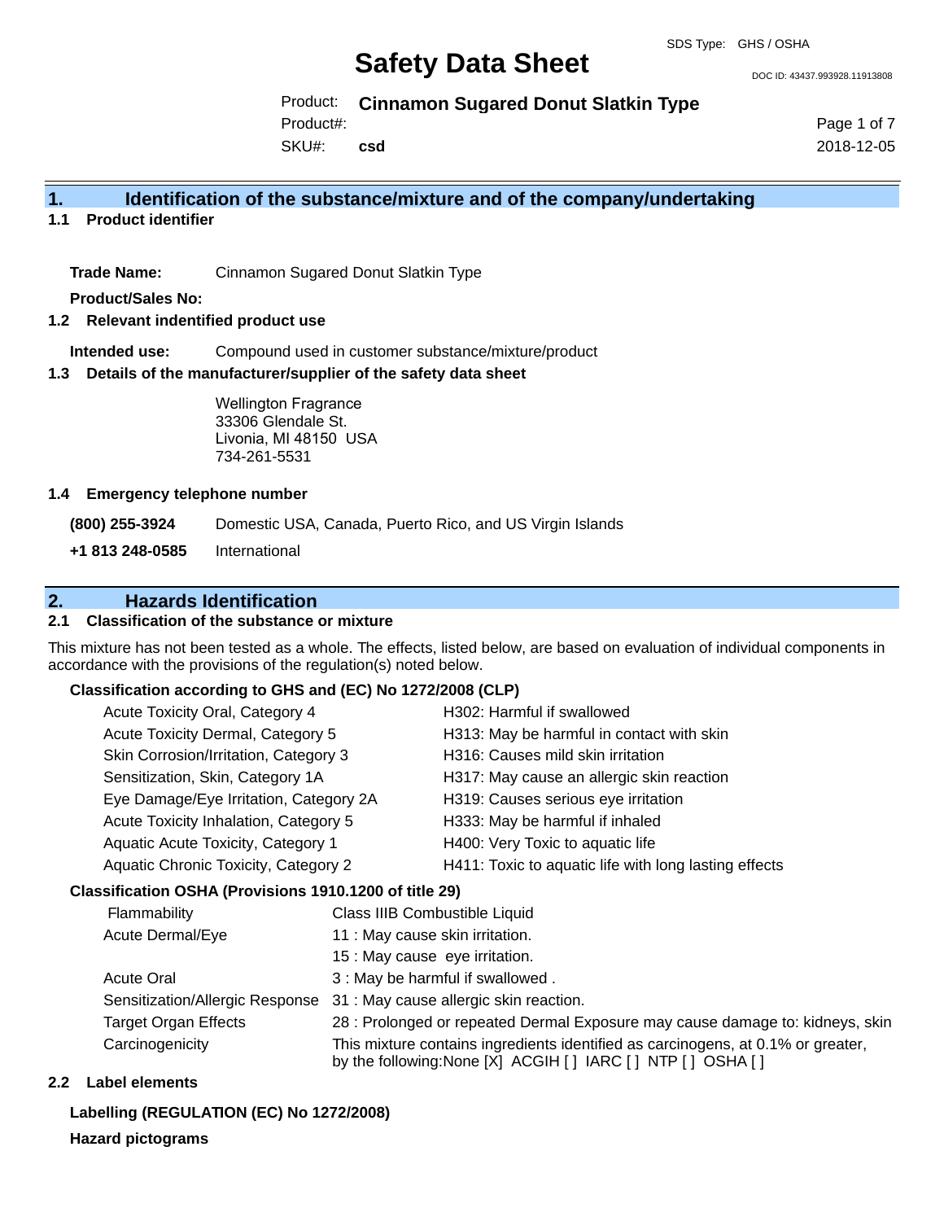# Safety Data Sheet

SDS Type: GHS / OSHA

DOC ID: 43437.993928.11913808

Product: **Cinnamon Sugared Donut Slatkin Type**

Product#:

SKU#: **csd**

2018-12-05

## 1. Identification of the substance/mixture and of the company/undertaking

### 1.1 Product identifier

**Trade Name:** Cinnamon Sugared Donut Slatkin Type

**Product/Sales No:**

### 1.2 Relevant indentified product use

**Intended use:** Compound used in customer substance/mixture/product

### 1.3 Details of the manufacturer/supplier of the safety data sheet

Wellington Fragrance
33306 Glendale St.
Livonia, MI 48150 USA
734-261-5531

### 1.4 Emergency telephone number

**(800) 255-3924** Domestic USA, Canada, Puerto Rico, and US Virgin Islands

**+1 813 248-0585** International

## 2. Hazards Identification

### 2.1 Classification of the substance or mixture

This mixture has not been tested as a whole. The effects, listed below, are based on evaluation of individual components in accordance with the provisions of the regulation(s) noted below.

**Classification according to GHS and (EC) No 1272/2008 (CLP)**

| | |
|---|---|
| Acute Toxicity Oral, Category 4 | H302: Harmful if swallowed |
| Acute Toxicity Dermal, Category 5 | H313: May be harmful in contact with skin |
| Skin Corrosion/Irritation, Category 3 | H316: Causes mild skin irritation |
| Sensitization, Skin, Category 1A | H317: May cause an allergic skin reaction |
| Eye Damage/Eye Irritation, Category 2A | H319: Causes serious eye irritation |
| Acute Toxicity Inhalation, Category 5 | H333: May be harmful if inhaled |
| Aquatic Acute Toxicity, Category 1 | H400: Very Toxic to aquatic life |
| Aquatic Chronic Toxicity, Category 2 | H411: Toxic to aquatic life with long lasting effects |

**Classification OSHA (Provisions 1910.1200 of title 29)**

| | |
|---|---|
| Flammability | Class IIIB Combustible Liquid |
| Acute Dermal/Eye | 11 : May cause skin irritation. |
| | 15 : May cause eye irritation. |
| Acute Oral | 3 : May be harmful if swallowed . |
| Sensitization/Allergic Response | 31 : May cause allergic skin reaction. |
| Target Organ Effects | 28 : Prolonged or repeated Dermal Exposure may cause damage to: kidneys, skin |
| Carcinogenicity | This mixture contains ingredients identified as carcinogens, at 0.1% or greater, by the following:None [X] ACGIH [ ] IARC [ ] NTP [ ] OSHA [ ] |

### 2.2 Label elements

**Labelling (REGULATION (EC) No 1272/2008)**

**Hazard pictograms**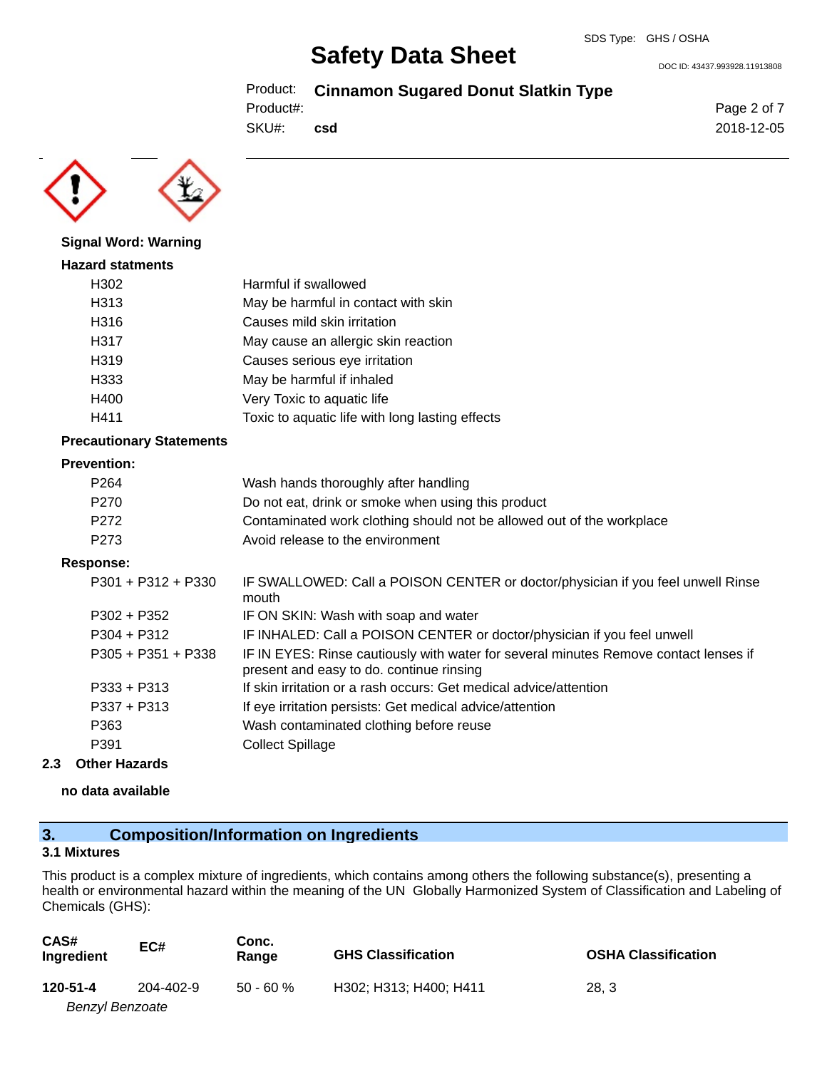**Signal Word: Warning**

**Hazard statments**

| | |
|---|---|
| H302 | Harmful if swallowed |
| H313 | May be harmful in contact with skin |
| H316 | Causes mild skin irritation |
| H317 | May cause an allergic skin reaction |
| H319 | Causes serious eye irritation |
| H333 | May be harmful if inhaled |
| H400 | Very Toxic to aquatic life |
| H411 | Toxic to aquatic life with long lasting effects |

**Precautionary Statements**

**Prevention:**

| | |
|---|---|
| P264 | Wash hands thoroughly after handling |
| P270 | Do not eat, drink or smoke when using this product |
| P272 | Contaminated work clothing should not be allowed out of the workplace |
| P273 | Avoid release to the environment |

**Response:**

| | |
|---|---|
| P301 + P312 + P330 | IF SWALLOWED: Call a POISON CENTER or doctor/physician if you feel unwell Rinse mouth |
| P302 + P352 | IF ON SKIN: Wash with soap and water |
| P304 + P312 | IF INHALED: Call a POISON CENTER or doctor/physician if you feel unwell |
| P305 + P351 + P338 | IF IN EYES: Rinse cautiously with water for several minutes Remove contact lenses if present and easy to do. continue rinsing |
| P333 + P313 | If skin irritation or a rash occurs: Get medical advice/attention |
| P337 + P313 | If eye irritation persists: Get medical advice/attention |
| P363 | Wash contaminated clothing before reuse |
| P391 | Collect Spillage |

### 2.3 Other Hazards

**no data available**

## 3. Composition/Information on Ingredients

### 3.1 Mixtures

This product is a complex mixture of ingredients, which contains among others the following substance(s), presenting a health or environmental hazard within the meaning of the UN Globally Harmonized System of Classification and Labeling of Chemicals (GHS):

| CAS# Ingredient | EC# | Conc. Range | GHS Classification | OSHA Classification |
|---|---|---|---|---|
| **120-51-4** *Benzyl Benzoate* | 204-402-9 | 50 - 60 % | H302; H313; H400; H411 | 28, 3 |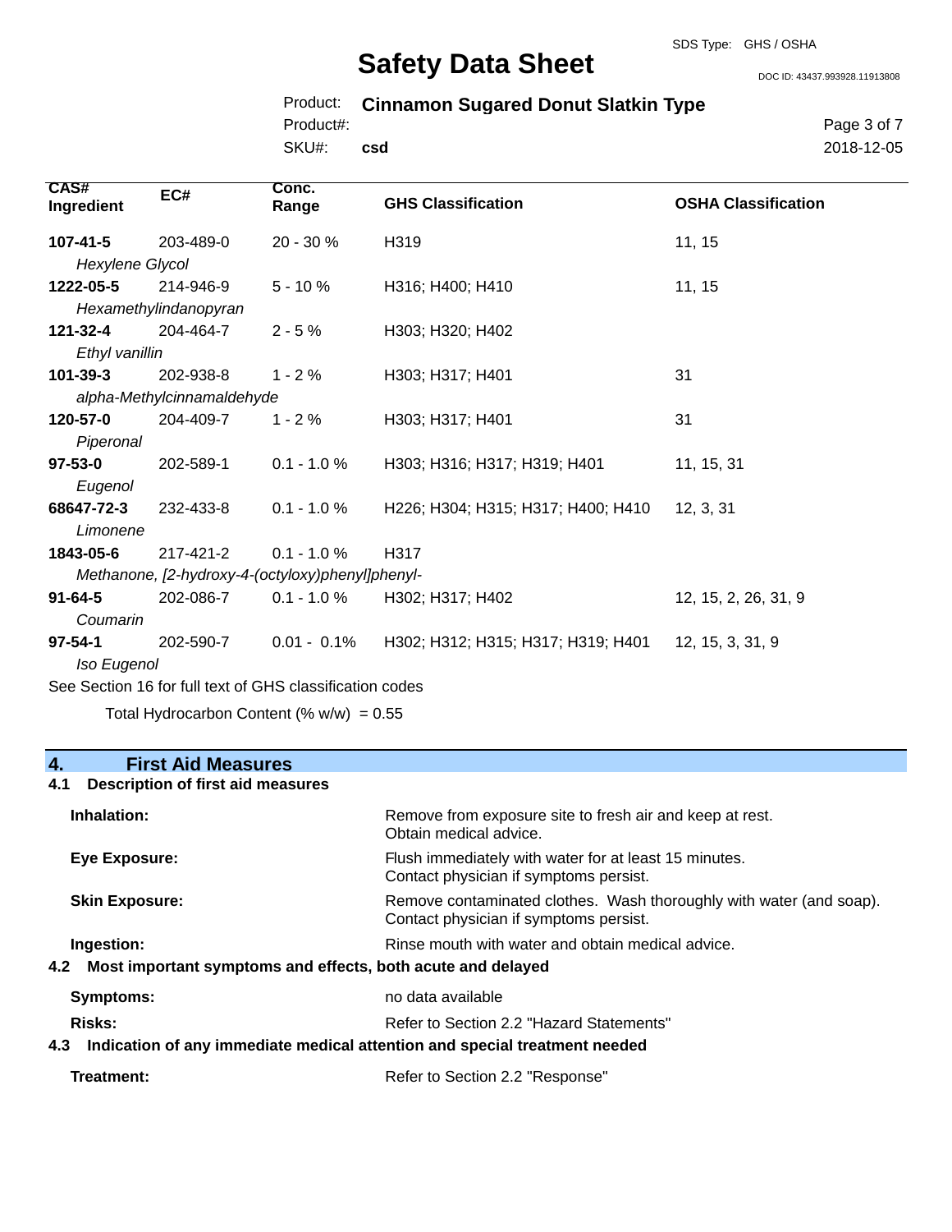| CAS# Ingredient | EC# | Conc. Range | GHS Classification | OSHA Classification |
|---|---|---|---|---|
| **107-41-5** *Hexylene Glycol* | 203-489-0 | 20 - 30 % | H319 | 11, 15 |
| **1222-05-5** *Hexamethylindanopyran* | 214-946-9 | 5 - 10 % | H316; H400; H410 | 11, 15 |
| **121-32-4** *Ethyl vanillin* | 204-464-7 | 2 - 5 % | H303; H320; H402 | |
| **101-39-3** *alpha-Methylcinnamaldehyde* | 202-938-8 | 1 - 2 % | H303; H317; H401 | 31 |
| **120-57-0** *Piperonal* | 204-409-7 | 1 - 2 % | H303; H317; H401 | 31 |
| **97-53-0** *Eugenol* | 202-589-1 | 0.1 - 1.0 % | H303; H316; H317; H319; H401 | 11, 15, 31 |
| **68647-72-3** *Limonene* | 232-433-8 | 0.1 - 1.0 % | H226; H304; H315; H317; H400; H410 | 12, 3, 31 |
| **1843-05-6** *Methanone, [2-hydroxy-4-(octyloxy)phenyl]phenyl-* | 217-421-2 | 0.1 - 1.0 % | H317 | |
| **91-64-5** *Coumarin* | 202-086-7 | 0.1 - 1.0 % | H302; H317; H402 | 12, 15, 2, 26, 31, 9 |
| **97-54-1** *Iso Eugenol* | 202-590-7 | 0.01 - 0.1% | H302; H312; H315; H317; H319; H401 | 12, 15, 3, 31, 9 |

See Section 16 for full text of GHS classification codes

Total Hydrocarbon Content (% w/w) = 0.55

## 4. First Aid Measures

### 4.1 Description of first aid measures

**Inhalation:** Remove from exposure site to fresh air and keep at rest. Obtain medical advice.

**Eye Exposure:** Flush immediately with water for at least 15 minutes. Contact physician if symptoms persist.

**Skin Exposure:** Remove contaminated clothes. Wash thoroughly with water (and soap). Contact physician if symptoms persist.

**Ingestion:** Rinse mouth with water and obtain medical advice.

### 4.2 Most important symptoms and effects, both acute and delayed

**Symptoms:** no data available

**Risks:** Refer to Section 2.2 "Hazard Statements"

### 4.3 Indication of any immediate medical attention and special treatment needed

**Treatment:** Refer to Section 2.2 "Response"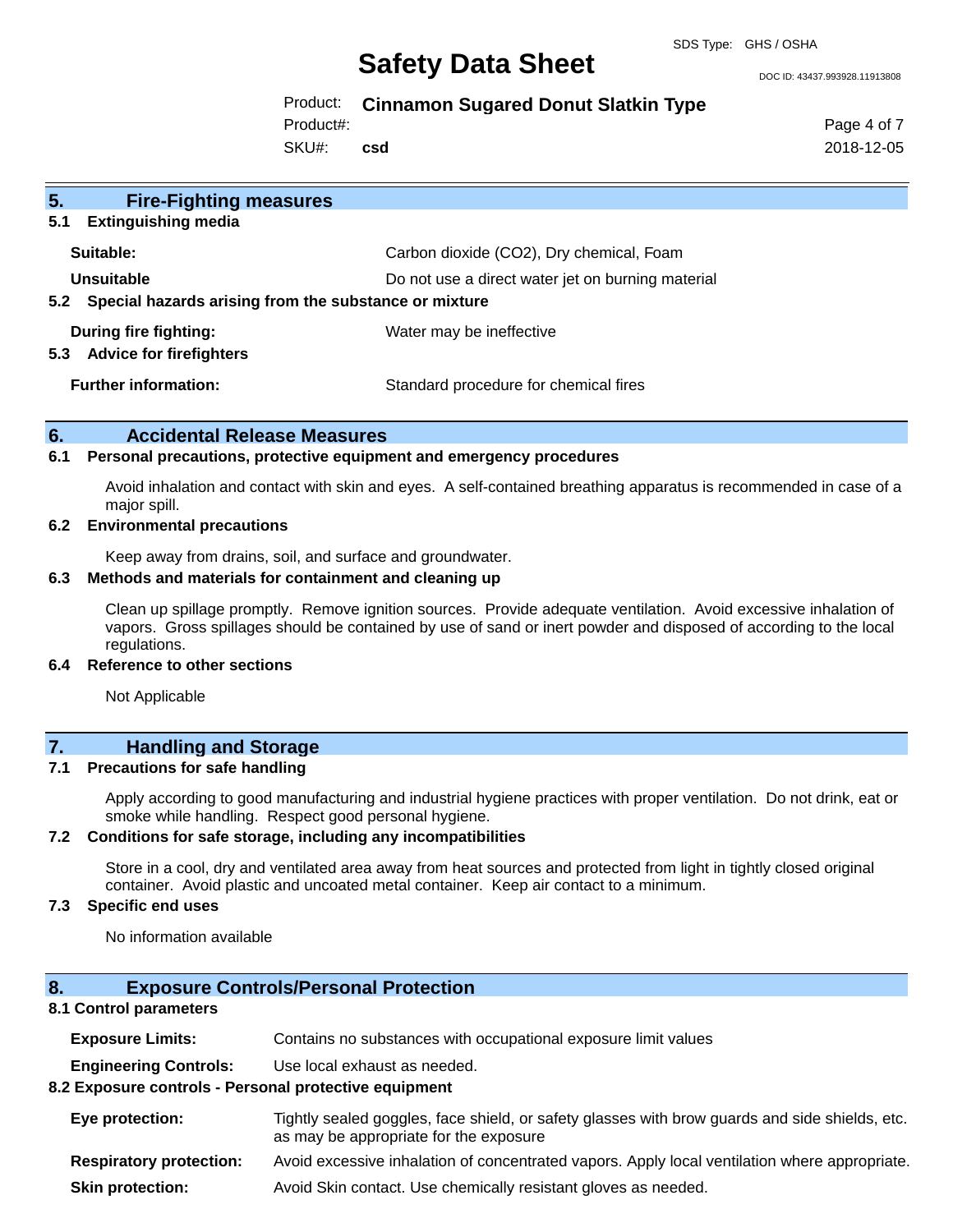## 5. Fire-Fighting measures

### 5.1 Extinguishing media

| | |
|---|---|
| **Suitable:** | Carbon dioxide ($CO_2$), Dry chemical, Foam |
| **Unsuitable** | Do not use a direct water jet on burning material |

### 5.2 Special hazards arising from the substance or mixture

| | |
|---|---|
| **During fire fighting:** | Water may be ineffective |

### 5.3 Advice for firefighters

| | |
|---|---|
| **Further information:** | Standard procedure for chemical fires |

## 6. Accidental Release Measures

### 6.1 Personal precautions, protective equipment and emergency procedures

Avoid inhalation and contact with skin and eyes. A self-contained breathing apparatus is recommended in case of a major spill.

### 6.2 Environmental precautions

Keep away from drains, soil, and surface and groundwater.

### 6.3 Methods and materials for containment and cleaning up

Clean up spillage promptly. Remove ignition sources. Provide adequate ventilation. Avoid excessive inhalation of vapors. Gross spillages should be contained by use of sand or inert powder and disposed of according to the local regulations.

### 6.4 Reference to other sections

Not Applicable

## 7. Handling and Storage

### 7.1 Precautions for safe handling

Apply according to good manufacturing and industrial hygiene practices with proper ventilation. Do not drink, eat or smoke while handling. Respect good personal hygiene.

### 7.2 Conditions for safe storage, including any incompatibilities

Store in a cool, dry and ventilated area away from heat sources and protected from light in tightly closed original container. Avoid plastic and uncoated metal container. Keep air contact to a minimum.

### 7.3 Specific end uses

No information available

## 8. Exposure Controls/Personal Protection

### 8.1 Control parameters

| | |
|---|---|
| **Exposure Limits:** | Contains no substances with occupational exposure limit values |
| **Engineering Controls:** | Use local exhaust as needed. |

### 8.2 Exposure controls - Personal protective equipment

| | |
|---|---|
| **Eye protection:** | Tightly sealed goggles, face shield, or safety glasses with brow guards and side shields, etc. as may be appropriate for the exposure |
| **Respiratory protection:** | Avoid excessive inhalation of concentrated vapors. Apply local ventilation where appropriate. |
| **Skin protection:** | Avoid Skin contact. Use chemically resistant gloves as needed. |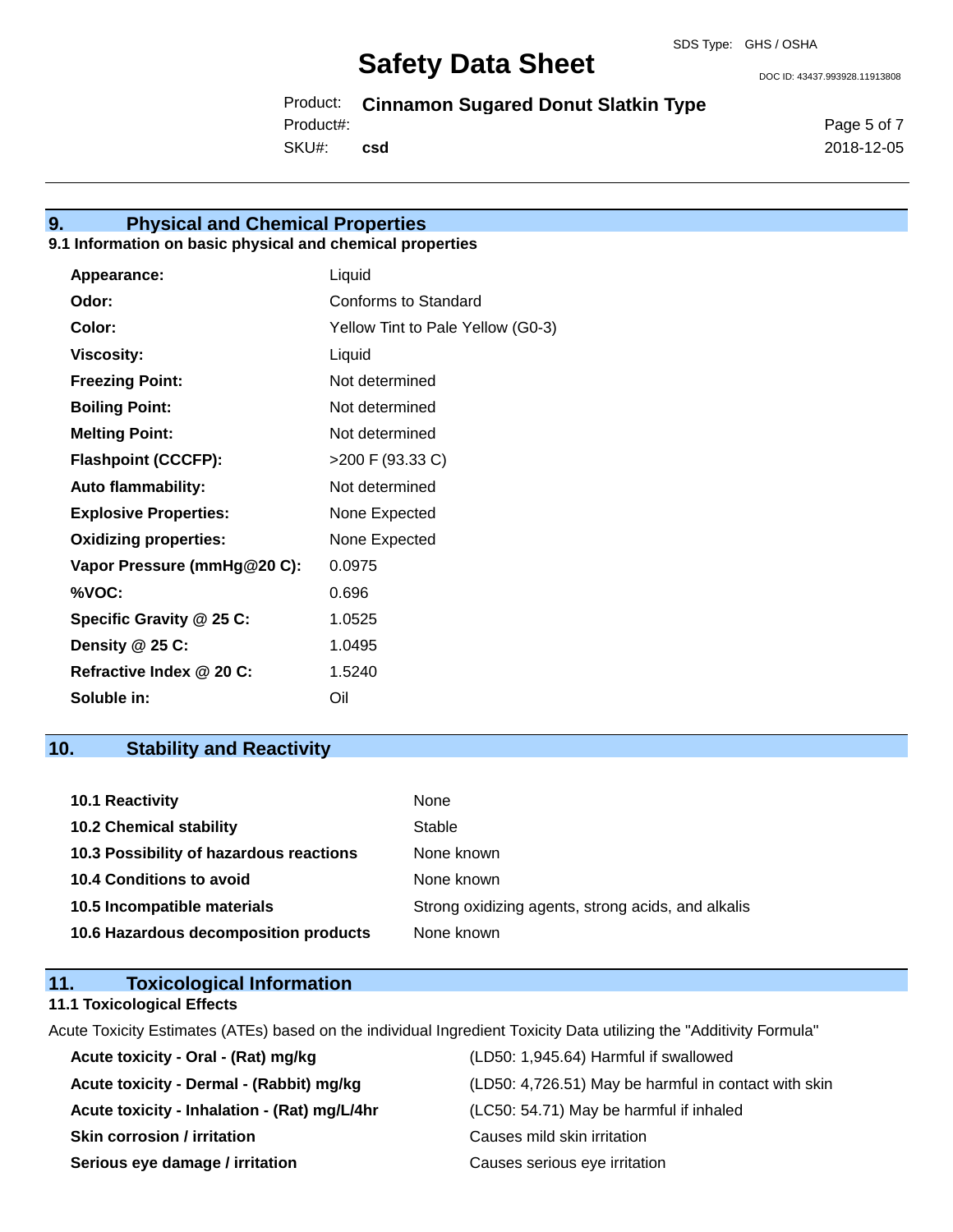## 9. Physical and Chemical Properties

### 9.1 Information on basic physical and chemical properties

| | |
|---|---|
| **Appearance:** | Liquid |
| **Odor:** | Conforms to Standard |
| **Color:** | Yellow Tint to Pale Yellow (G0-3) |
| **Viscosity:** | Liquid |
| **Freezing Point:** | Not determined |
| **Boiling Point:** | Not determined |
| **Melting Point:** | Not determined |
| **Flashpoint (CCCFP):** | >200 F (93.33 C) |
| **Auto flammability:** | Not determined |
| **Explosive Properties:** | None Expected |
| **Oxidizing properties:** | None Expected |
| **Vapor Pressure (mmHg@20 C):** | 0.0975 |
| **%VOC:** | 0.696 |
| **Specific Gravity @ 25 C:** | 1.0525 |
| **Density @ 25 C:** | 1.0495 |
| **Refractive Index @ 20 C:** | 1.5240 |
| **Soluble in:** | Oil |

## 10. Stability and Reactivity

| | |
|---|---|
| **10.1 Reactivity** | None |
| **10.2 Chemical stability** | Stable |
| **10.3 Possibility of hazardous reactions** | None known |
| **10.4 Conditions to avoid** | None known |
| **10.5 Incompatible materials** | Strong oxidizing agents, strong acids, and alkalis |
| **10.6 Hazardous decomposition products** | None known |

## 11. Toxicological Information

### 11.1 Toxicological Effects

Acute Toxicity Estimates (ATEs) based on the individual Ingredient Toxicity Data utilizing the "Additivity Formula"

| | |
|---|---|
| **Acute toxicity - Oral - (Rat) mg/kg** | (LD50: 1,945.64) Harmful if swallowed |
| **Acute toxicity - Dermal - (Rabbit) mg/kg** | (LD50: 4,726.51) May be harmful in contact with skin |
| **Acute toxicity - Inhalation - (Rat) mg/L/4hr** | (LC50: 54.71) May be harmful if inhaled |
| **Skin corrosion / irritation** | Causes mild skin irritation |
| **Serious eye damage / irritation** | Causes serious eye irritation |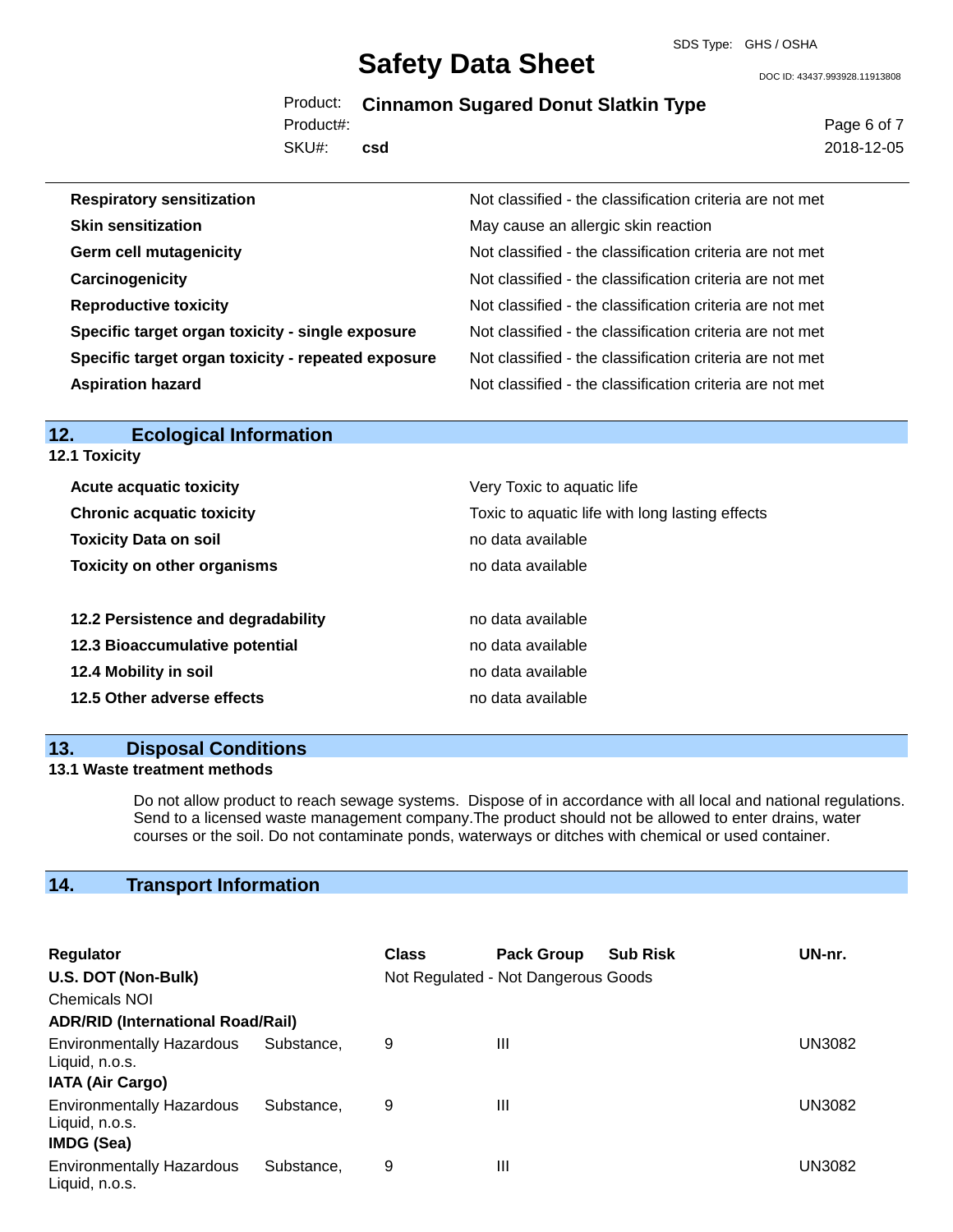| | |
|---|---|
| **Respiratory sensitization** | Not classified - the classification criteria are not met |
| **Skin sensitization** | May cause an allergic skin reaction |
| **Germ cell mutagenicity** | Not classified - the classification criteria are not met |
| **Carcinogenicity** | Not classified - the classification criteria are not met |
| **Reproductive toxicity** | Not classified - the classification criteria are not met |
| **Specific target organ toxicity - single exposure** | Not classified - the classification criteria are not met |
| **Specific target organ toxicity - repeated exposure** | Not classified - the classification criteria are not met |
| **Aspiration hazard** | Not classified - the classification criteria are not met |

## 12. Ecological Information

### 12.1 Toxicity

| | |
|---|---|
| **Acute acquatic toxicity** | Very Toxic to aquatic life |
| **Chronic acquatic toxicity** | Toxic to aquatic life with long lasting effects |
| **Toxicity Data on soil** | no data available |
| **Toxicity on other organisms** | no data available |

| | |
|---|---|
| **12.2 Persistence and degradability** | no data available |
| **12.3 Bioaccumulative potential** | no data available |
| **12.4 Mobility in soil** | no data available |
| **12.5 Other adverse effects** | no data available |

## 13. Disposal Conditions

### 13.1 Waste treatment methods

Do not allow product to reach sewage systems. Dispose of in accordance with all local and national regulations. Send to a licensed waste management company.The product should not be allowed to enter drains, water courses or the soil. Do not contaminate ponds, waterways or ditches with chemical or used container.

## 14. Transport Information

| Regulator | Class | Pack Group | Sub Risk | UN-nr. |
|---|---|---|---|---|
| **U.S. DOT (Non-Bulk)** | Not Regulated - Not Dangerous Goods | | | |
| Chemicals NOI | | | | |
| **ADR/RID (International Road/Rail)** | | | | |
| Environmentally Hazardous Substance, Liquid, n.o.s. | 9 | III | | UN3082 |
| **IATA (Air Cargo)** | | | | |
| Environmentally Hazardous Substance, Liquid, n.o.s. | 9 | III | | UN3082 |
| **IMDG (Sea)** | | | | |
| Environmentally Hazardous Substance, Liquid, n.o.s. | 9 | III | | UN3082 |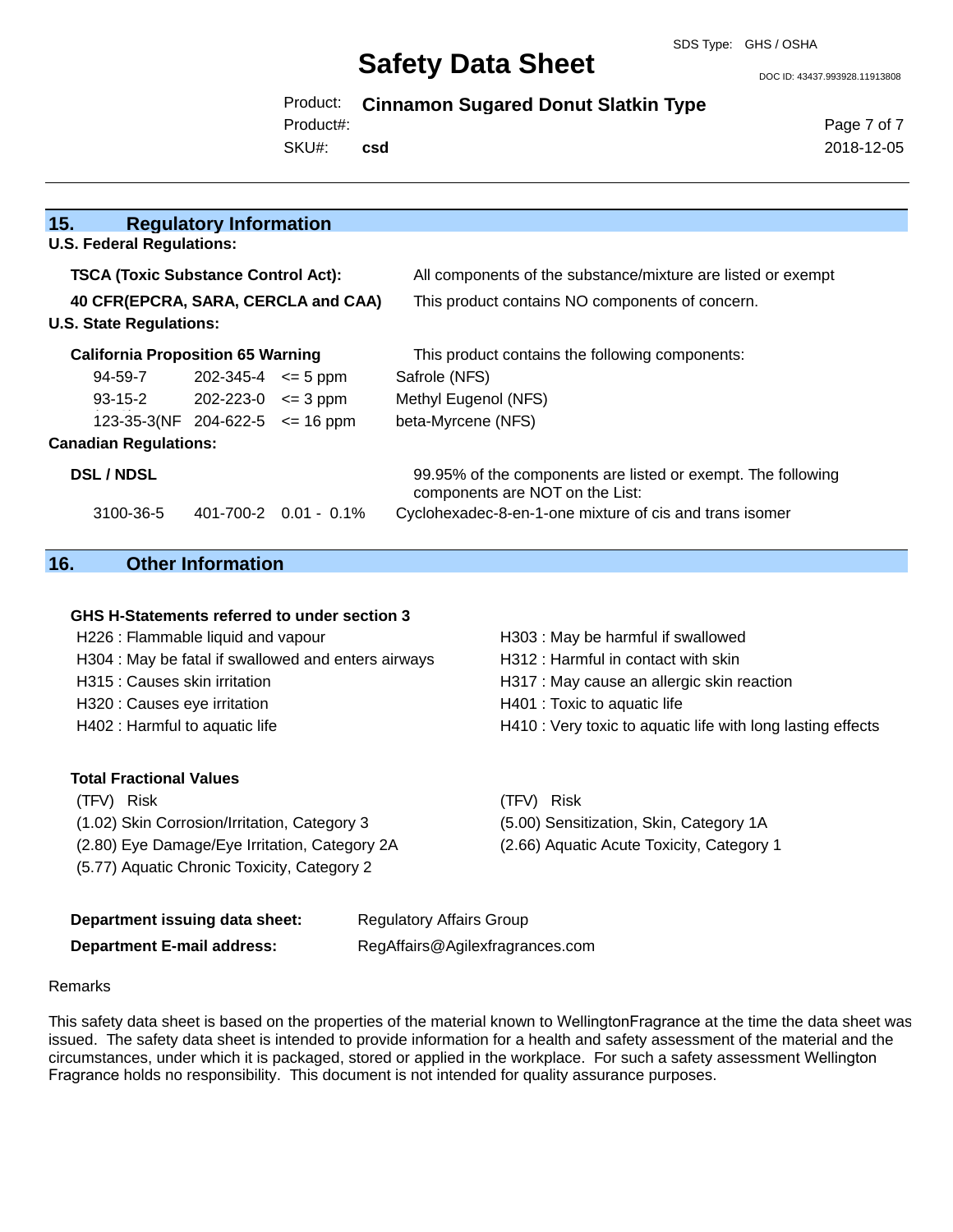# Safety Data Sheet

SDS Type: GHS / OSHA

DOC ID: 43437.993928.11913808

Product: **Cinnamon Sugared Donut Slatkin Type**
Product#:
SKU#: **csd**

2018-12-05

## 15. Regulatory Information

**U.S. Federal Regulations:**

**TSCA (Toxic Substance Control Act):** All components of the substance/mixture are listed or exempt

**40 CFR(EPCRA, SARA, CERCLA and CAA)** This product contains NO components of concern.

**U.S. State Regulations:**

**California Proposition 65 Warning** This product contains the following components:

| | | | |
|---|---|---|---|
| 94-59-7 | 202-345-4 | <= 5 ppm | Safrole (NFS) |
| 93-15-2 | 202-223-0 | <= 3 ppm | Methyl Eugenol (NFS) |
| 123-35-3(NF | 204-622-5 | <= 16 ppm | beta-Myrcene (NFS) |

**Canadian Regulations:**

**DSL / NDSL** 99.95% of the components are listed or exempt. The following components are NOT on the List:

| | | | |
|---|---|---|---|
| 3100-36-5 | 401-700-2 | 0.01 - 0.1% | Cyclohexadec-8-en-1-one mixture of cis and trans isomer |

## 16. Other Information

**GHS H-Statements referred to under section 3**

H226 : Flammable liquid and vapour
H304 : May be fatal if swallowed and enters airways
H315 : Causes skin irritation
H320 : Causes eye irritation
H402 : Harmful to aquatic life
H303 : May be harmful if swallowed
H312 : Harmful in contact with skin
H317 : May cause an allergic skin reaction
H401 : Toxic to aquatic life
H410 : Very toxic to aquatic life with long lasting effects

**Total Fractional Values**

| (TFV) | Risk |
|---|---|
| (1.02) | Skin Corrosion/Irritation, Category 3 |
| (2.80) | Eye Damage/Eye Irritation, Category 2A |
| (5.77) | Aquatic Chronic Toxicity, Category 2 |
| (5.00) | Sensitization, Skin, Category 1A |
| (2.66) | Aquatic Acute Toxicity, Category 1 |

**Department issuing data sheet:** Regulatory Affairs Group

**Department E-mail address:** RegAffairs@Agilexfragrances.com

Remarks

This safety data sheet is based on the properties of the material known to WellingtonFragrance at the time the data sheet was issued. The safety data sheet is intended to provide information for a health and safety assessment of the material and the circumstances, under which it is packaged, stored or applied in the workplace. For such a safety assessment Wellington Fragrance holds no responsibility. This document is not intended for quality assurance purposes.